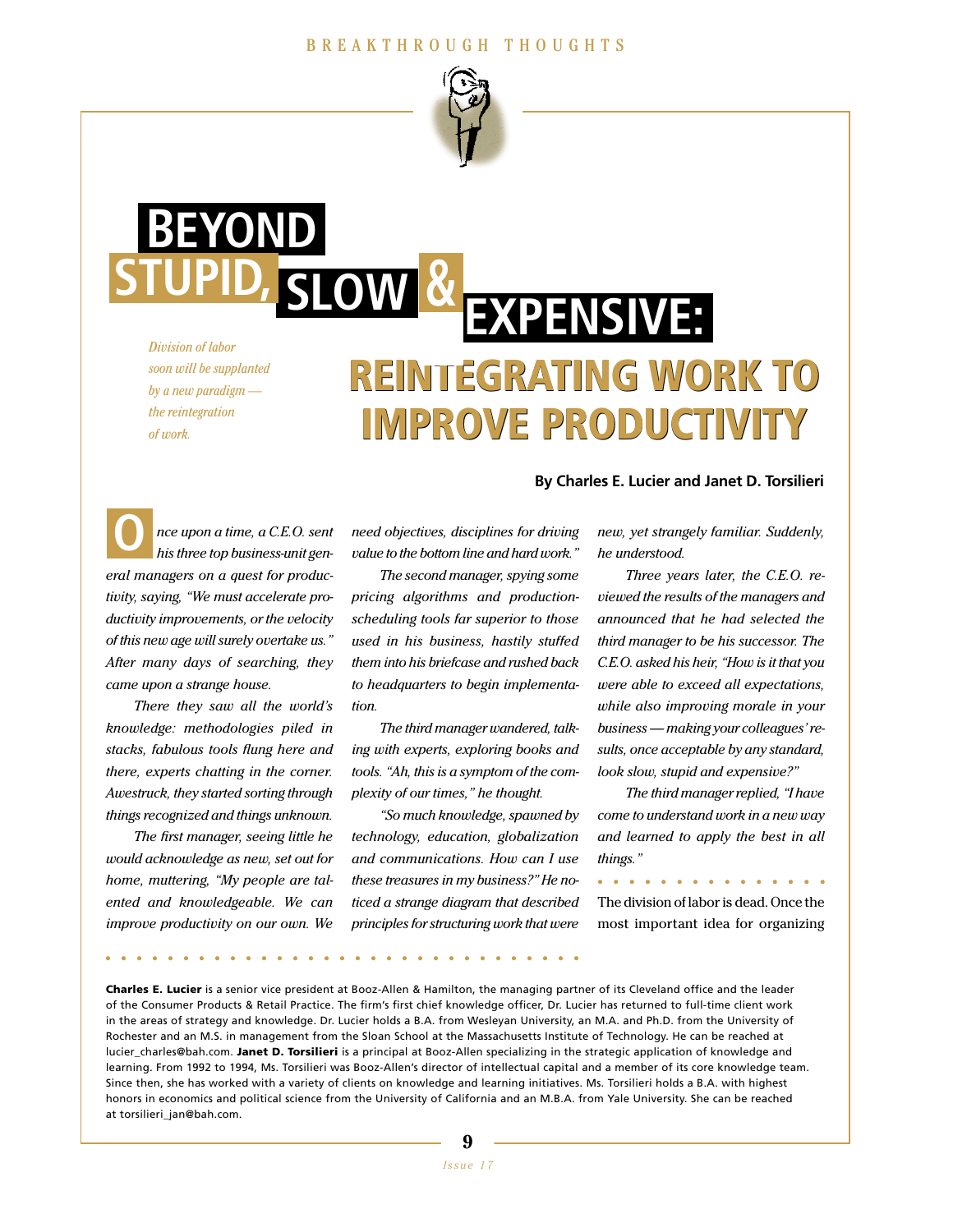# BEYOND STUPID, SLOW & EXPENSIVE:

## REINTEGRATING WORK TO IMPROVE PRODUCTIVITY

*Division of labor soon will be supplanted by a new paradigm — the reintegration of work.*

**By Charles E. Lucier and Janet D. Torsilieri**

*Once upon a time, a C.E.O. sent his three top business-unit general managers on a quest for productivity, saying, "We must accelerate productivity improvements, or the velocity of this new age will surely overtake us." After many days of searching, they came upon a strange house.*

*There they saw all the world's knowledge: methodologies piled in stacks, fabulous tools flung here and there, experts chatting in the corner. Awestruck, they started sorting through things recognized and things unknown.*

*The first manager, seeing little he would acknowledge as new, set out for home, muttering, "My people are talented and knowledgeable. We can improve productivity on our own. We need objectives, disciplines for driving value to the bottom line and hard work."*

*The second manager, spying some pricing algorithms and production-scheduling tools far superior to those used in his business, hastily stuffed them into his briefcase and rushed back to headquarters to begin implementation.*

*The third manager wandered, talking with experts, exploring books and tools. "Ah, this is a symptom of the complexity of our times," he thought.*

*"So much knowledge, spawned by technology, education, globalization and communications. How can I use these treasures in my business?" He noticed a strange diagram that described principles for structuring work that were new, yet strangely familiar. Suddenly, he understood.*

*Three years later, the C.E.O. reviewed the results of the managers and announced that he had selected the third manager to be his successor. The C.E.O. asked his heir, "How is it that you were able to exceed all expectations, while also improving morale in your business — making your colleagues' results, once acceptable by any standard, look slow, stupid and expensive?"*

*The third manager replied, "I have come to understand work in a new way and learned to apply the best in all things."*

The division of labor is dead. Once the most important idea for organizing

**Charles E. Lucier** is a senior vice president at Booz-Allen & Hamilton, the managing partner of its Cleveland office and the leader of the Consumer Products & Retail Practice. The firm's first chief knowledge officer, Dr. Lucier has returned to full-time client work in the areas of strategy and knowledge. Dr. Lucier holds a B.A. from Wesleyan University, an M.A. and Ph.D. from the University of Rochester and an M.S. in management from the Sloan School at the Massachusetts Institute of Technology. He can be reached at lucier_charles@bah.com. **Janet D. Torsilieri** is a principal at Booz-Allen specializing in the strategic application of knowledge and learning. From 1992 to 1994, Ms. Torsilieri was Booz-Allen's director of intellectual capital and a member of its core knowledge team. Since then, she has worked with a variety of clients on knowledge and learning initiatives. Ms. Torsilieri holds a B.A. with highest honors in economics and political science from the University of California and an M.B.A. from Yale University. She can be reached at torsilieri_jan@bah.com.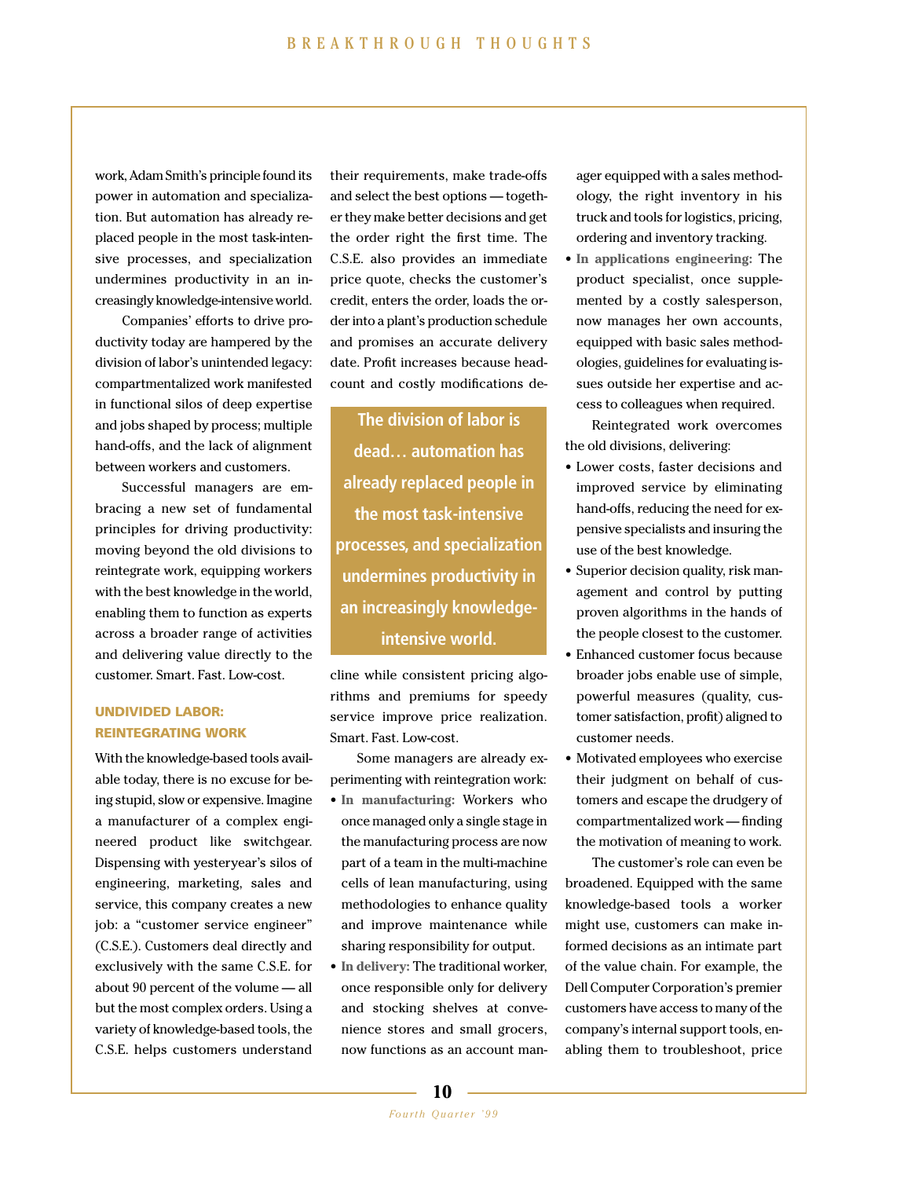work, Adam Smith's principle found its power in automation and specialization. But automation has already replaced people in the most task-intensive processes, and specialization undermines productivity in an increasingly knowledge-intensive world.

Companies' efforts to drive productivity today are hampered by the division of labor's unintended legacy: compartmentalized work manifested in functional silos of deep expertise and jobs shaped by process; multiple hand-offs, and the lack of alignment between workers and customers.

Successful managers are embracing a new set of fundamental principles for driving productivity: moving beyond the old divisions to reintegrate work, equipping workers with the best knowledge in the world, enabling them to function as experts across a broader range of activities and delivering value directly to the customer. Smart. Fast. Low-cost.

## UNDIVIDED LABOR: REINTEGRATING WORK

With the knowledge-based tools available today, there is no excuse for being stupid, slow or expensive. Imagine a manufacturer of a complex engineered product like switchgear. Dispensing with yesteryear's silos of engineering, marketing, sales and service, this company creates a new job: a "customer service engineer" (C.S.E.). Customers deal directly and exclusively with the same C.S.E. for about 90 percent of the volume — all but the most complex orders. Using a variety of knowledge-based tools, the C.S.E. helps customers understand their requirements, make trade-offs and select the best options — together they make better decisions and get the order right the first time. The C.S.E. also provides an immediate price quote, checks the customer's credit, enters the order, loads the order into a plant's production schedule and promises an accurate delivery date. Profit increases because headcount and costly modifications decline while consistent pricing algorithms and premiums for speedy service improve price realization. Smart. Fast. Low-cost.

> **The division of labor is dead… automation has already replaced people in the most task-intensive processes, and specialization undermines productivity in an increasingly knowledge-intensive world.**

Some managers are already experimenting with reintegration work:

- **In manufacturing:** Workers who once managed only a single stage in the manufacturing process are now part of a team in the multi-machine cells of lean manufacturing, using methodologies to enhance quality and improve maintenance while sharing responsibility for output.
- **In delivery:** The traditional worker, once responsible only for delivery and stocking shelves at convenience stores and small grocers, now functions as an account manager equipped with a sales methodology, the right inventory in his truck and tools for logistics, pricing, ordering and inventory tracking.
- **In applications engineering:** The product specialist, once supplemented by a costly salesperson, now manages her own accounts, equipped with basic sales methodologies, guidelines for evaluating issues outside her expertise and access to colleagues when required.

Reintegrated work overcomes the old divisions, delivering:

- Lower costs, faster decisions and improved service by eliminating hand-offs, reducing the need for expensive specialists and insuring the use of the best knowledge.
- Superior decision quality, risk management and control by putting proven algorithms in the hands of the people closest to the customer.
- Enhanced customer focus because broader jobs enable use of simple, powerful measures (quality, customer satisfaction, profit) aligned to customer needs.
- Motivated employees who exercise their judgment on behalf of customers and escape the drudgery of compartmentalized work — finding the motivation of meaning to work.

The customer's role can even be broadened. Equipped with the same knowledge-based tools a worker might use, customers can make informed decisions as an intimate part of the value chain. For example, the Dell Computer Corporation's premier customers have access to many of the company's internal support tools, enabling them to troubleshoot, price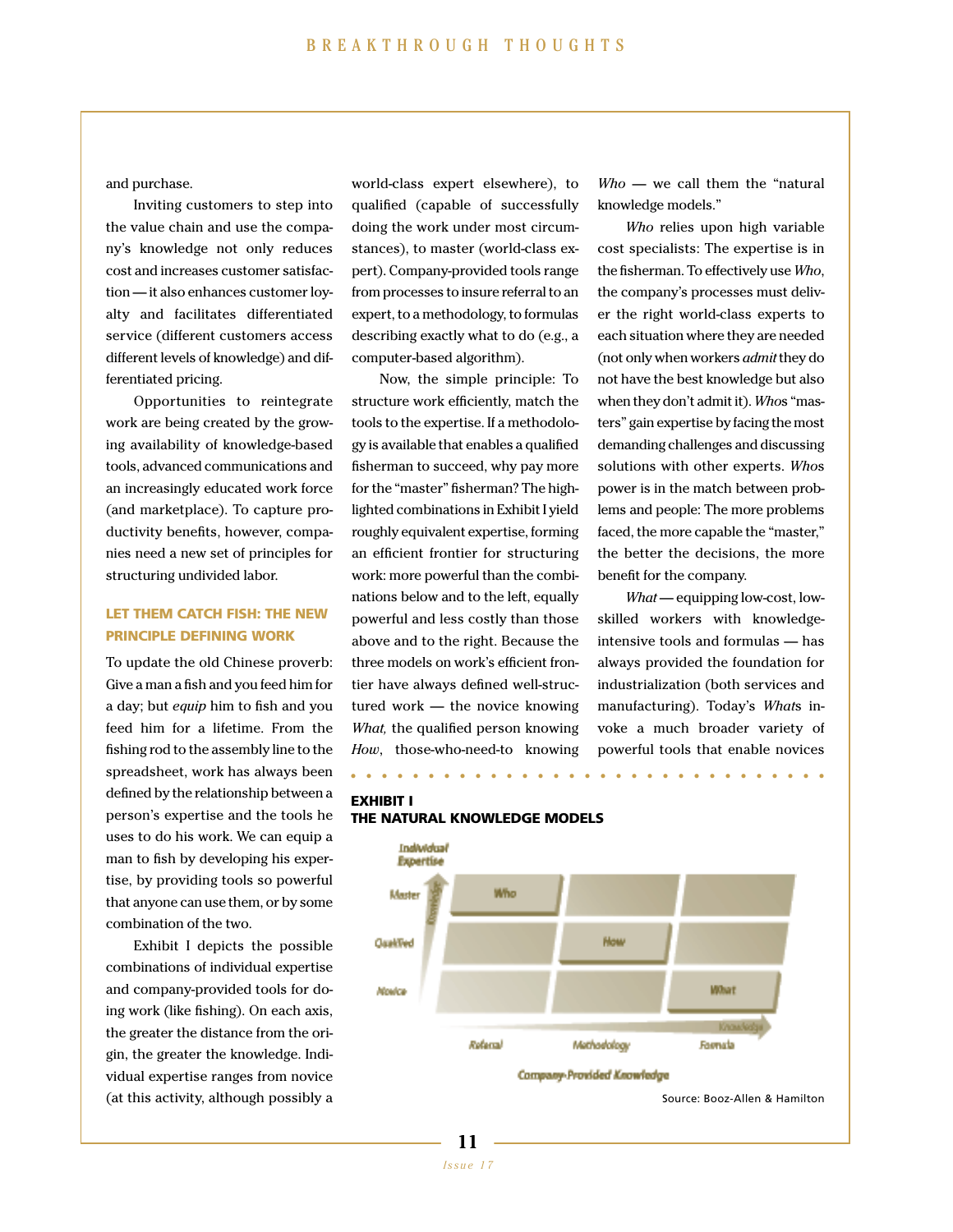and purchase.

Inviting customers to step into the value chain and use the company's knowledge not only reduces cost and increases customer satisfaction — it also enhances customer loyalty and facilitates differentiated service (different customers access different levels of knowledge) and differentiated pricing.

Opportunities to reintegrate work are being created by the growing availability of knowledge-based tools, advanced communications and an increasingly educated work force (and marketplace). To capture productivity benefits, however, companies need a new set of principles for structuring undivided labor.

## LET THEM CATCH FISH: THE NEW PRINCIPLE DEFINING WORK

To update the old Chinese proverb: Give a man a fish and you feed him for a day; but *equip* him to fish and you feed him for a lifetime. From the fishing rod to the assembly line to the spreadsheet, work has always been defined by the relationship between a person's expertise and the tools he uses to do his work. We can equip a man to fish by developing his expertise, by providing tools so powerful that anyone can use them, or by some combination of the two.

Exhibit I depicts the possible combinations of individual expertise and company-provided tools for doing work (like fishing). On each axis, the greater the distance from the origin, the greater the knowledge. Individual expertise ranges from novice (at this activity, although possibly a world-class expert elsewhere), to qualified (capable of successfully doing the work under most circumstances), to master (world-class expert). Company-provided tools range from processes to insure referral to an expert, to a methodology, to formulas describing exactly what to do (e.g., a computer-based algorithm).

Now, the simple principle: To structure work efficiently, match the tools to the expertise. If a methodology is available that enables a qualified fisherman to succeed, why pay more for the "master" fisherman? The highlighted combinations in Exhibit I yield roughly equivalent expertise, forming an efficient frontier for structuring work: more powerful than the combinations below and to the left, equally powerful and less costly than those above and to the right. Because the three models on work's efficient frontier have always defined well-structured work — the novice knowing *What,* the qualified person knowing *How*, those-who-need-to knowing *Who* — we call them the "natural knowledge models."

*Who* relies upon high variable cost specialists: The expertise is in the fisherman. To effectively use *Who*, the company's processes must deliver the right world-class experts to each situation where they are needed (not only when workers *admit* they do not have the best knowledge but also when they don't admit it). *Who*s "masters" gain expertise by facing the most demanding challenges and discussing solutions with other experts. *Who*s power is in the match between problems and people: The more problems faced, the more capable the "master," the better the decisions, the more benefit for the company.

*What* — equipping low-cost, low-skilled workers with knowledge-intensive tools and formulas — has always provided the foundation for industrialization (both services and manufacturing). Today's *What*s invoke a much broader variety of powerful tools that enable novices

**EXHIBIT I**
**THE NATURAL KNOWLEDGE MODELS**

| Individual Expertise | Referral | Methodology | Formula |
|---|---|---|---|
| Master | Who | | |
| Qualified | | How | |
| Novice | | | What |

Company-Provided Knowledge

Source: Booz-Allen & Hamilton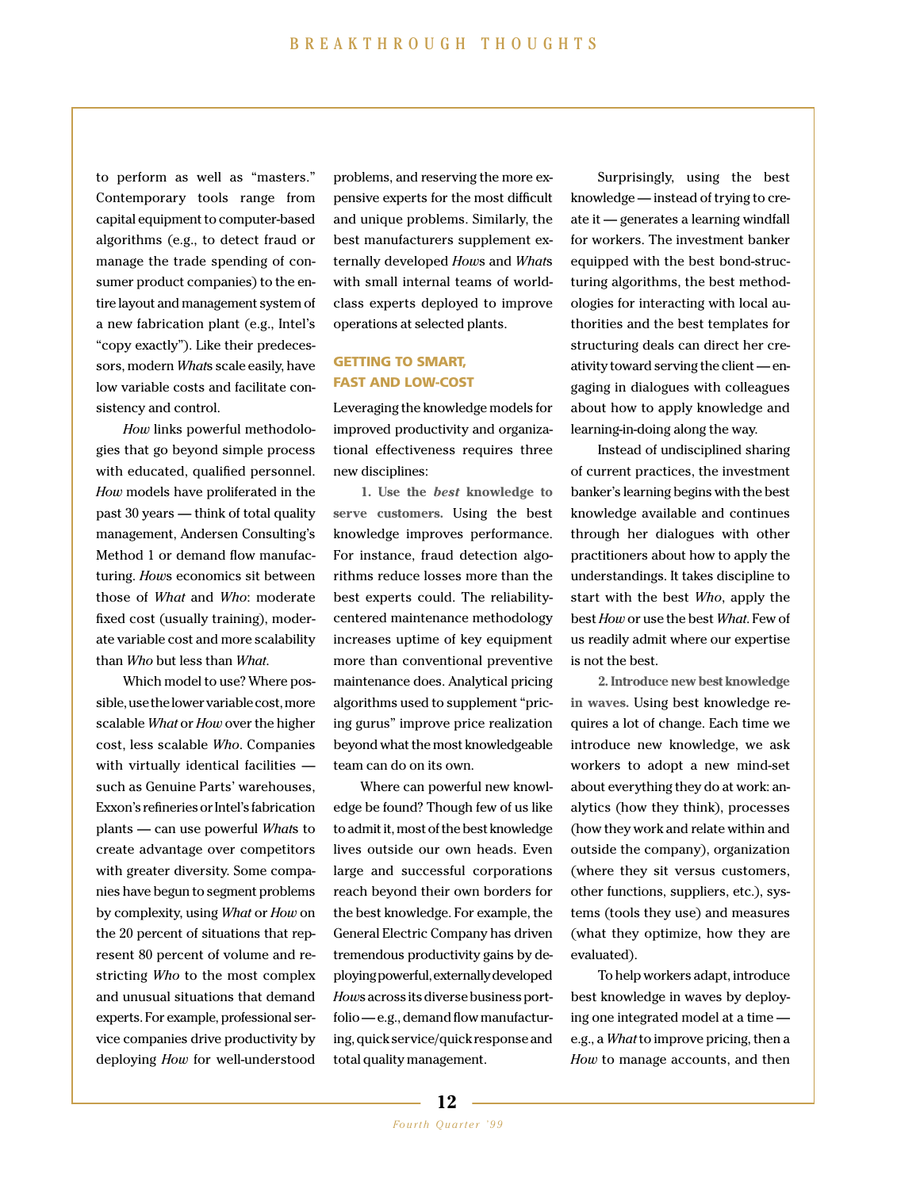to perform as well as "masters." Contemporary tools range from capital equipment to computer-based algorithms (e.g., to detect fraud or manage the trade spending of consumer product companies) to the entire layout and management system of a new fabrication plant (e.g., Intel's "copy exactly"). Like their predecessors, modern *What*s scale easily, have low variable costs and facilitate consistency and control.

*How* links powerful methodologies that go beyond simple process with educated, qualified personnel. *How* models have proliferated in the past 30 years — think of total quality management, Andersen Consulting's Method 1 or demand flow manufacturing. *How*s economics sit between those of *What* and *Who*: moderate fixed cost (usually training), moderate variable cost and more scalability than *Who* but less than *What*.

Which model to use? Where possible, use the lower variable cost, more scalable *What* or *How* over the higher cost, less scalable *Who*. Companies with virtually identical facilities — such as Genuine Parts' warehouses, Exxon's refineries or Intel's fabrication plants — can use powerful *What*s to create advantage over competitors with greater diversity. Some companies have begun to segment problems by complexity, using *What* or *How* on the 20 percent of situations that represent 80 percent of volume and restricting *Who* to the most complex and unusual situations that demand experts. For example, professional service companies drive productivity by deploying *How* for well-understood problems, and reserving the more expensive experts for the most difficult and unique problems. Similarly, the best manufacturers supplement externally developed *How*s and *What*s with small internal teams of world-class experts deployed to improve operations at selected plants.

## GETTING TO SMART, FAST AND LOW-COST

Leveraging the knowledge models for improved productivity and organizational effectiveness requires three new disciplines:

**1. Use the *best* knowledge to serve customers.** Using the best knowledge improves performance. For instance, fraud detection algorithms reduce losses more than the best experts could. The reliability-centered maintenance methodology increases uptime of key equipment more than conventional preventive maintenance does. Analytical pricing algorithms used to supplement "pricing gurus" improve price realization beyond what the most knowledgeable team can do on its own.

Where can powerful new knowledge be found? Though few of us like to admit it, most of the best knowledge lives outside our own heads. Even large and successful corporations reach beyond their own borders for the best knowledge. For example, the General Electric Company has driven tremendous productivity gains by deploying powerful, externally developed *How*s across its diverse business portfolio — e.g., demand flow manufacturing, quick service/quick response and total quality management.

Surprisingly, using the best knowledge — instead of trying to create it — generates a learning windfall for workers. The investment banker equipped with the best bond-structuring algorithms, the best methodologies for interacting with local authorities and the best templates for structuring deals can direct her creativity toward serving the client — engaging in dialogues with colleagues about how to apply knowledge and learning-in-doing along the way.

Instead of undisciplined sharing of current practices, the investment banker's learning begins with the best knowledge available and continues through her dialogues with other practitioners about how to apply the understandings. It takes discipline to start with the best *Who*, apply the best *How* or use the best *What*. Few of us readily admit where our expertise is not the best.

**2. Introduce new best knowledge in waves.** Using best knowledge requires a lot of change. Each time we introduce new knowledge, we ask workers to adopt a new mind-set about everything they do at work: analytics (how they think), processes (how they work and relate within and outside the company), organization (where they sit versus customers, other functions, suppliers, etc.), systems (tools they use) and measures (what they optimize, how they are evaluated).

To help workers adapt, introduce best knowledge in waves by deploying one integrated model at a time — e.g., a *What* to improve pricing, then a *How* to manage accounts, and then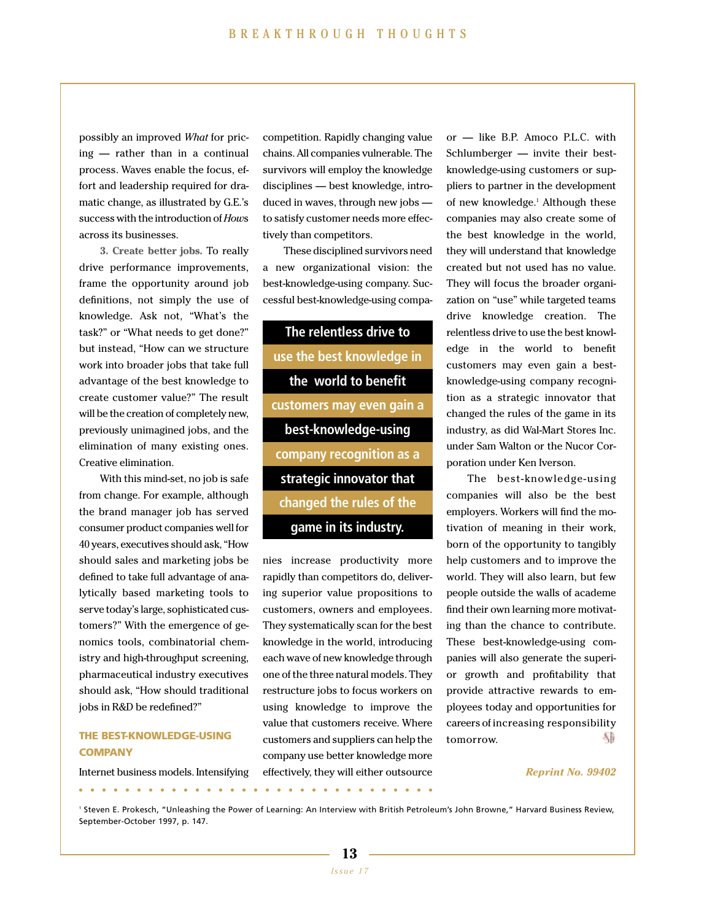possibly an improved *What* for pricing — rather than in a continual process. Waves enable the focus, effort and leadership required for dramatic change, as illustrated by G.E.'s success with the introduction of *How*s across its businesses.

**3. Create better jobs.** To really drive performance improvements, frame the opportunity around job definitions, not simply the use of knowledge. Ask not, "What's the task?" or "What needs to get done?" but instead, "How can we structure work into broader jobs that take full advantage of the best knowledge to create customer value?" The result will be the creation of completely new, previously unimagined jobs, and the elimination of many existing ones. Creative elimination.

With this mind-set, no job is safe from change. For example, although the brand manager job has served consumer product companies well for 40 years, executives should ask, "How should sales and marketing jobs be defined to take full advantage of analytically based marketing tools to serve today's large, sophisticated customers?" With the emergence of genomics tools, combinatorial chemistry and high-throughput screening, pharmaceutical industry executives should ask, "How should traditional jobs in R&D be redefined?"

## THE BEST-KNOWLEDGE-USING COMPANY

Internet business models. Intensifying competition. Rapidly changing value chains. All companies vulnerable. The survivors will employ the knowledge disciplines — best knowledge, introduced in waves, through new jobs — to satisfy customer needs more effectively than competitors.

These disciplined survivors need a new organizational vision: the best-knowledge-using company. Successful best-knowledge-using companies increase productivity more rapidly than competitors do, delivering superior value propositions to customers, owners and employees. They systematically scan for the best knowledge in the world, introducing each wave of new knowledge through one of the three natural models. They restructure jobs to focus workers on using knowledge to improve the value that customers receive. Where customers and suppliers can help the company use better knowledge more effectively, they will either outsource or — like B.P. Amoco P.L.C. with Schlumberger — invite their best-knowledge-using customers or suppliers to partner in the development of new knowledge.[1] Although these companies may also create some of the best knowledge in the world, they will understand that knowledge created but not used has no value. They will focus the broader organization on "use" while targeted teams drive knowledge creation. The relentless drive to use the best knowledge in the world to benefit customers may even gain a best-knowledge-using company recognition as a strategic innovator that changed the rules of the game in its industry, as did Wal-Mart Stores Inc. under Sam Walton or the Nucor Corporation under Ken Iverson.

**The relentless drive to use the best knowledge in the world to benefit customers may even gain a best-knowledge-using company recognition as a strategic innovator that changed the rules of the game in its industry.**

The best-knowledge-using companies will also be the best employers. Workers will find the motivation of meaning in their work, born of the opportunity to tangibly help customers and to improve the world. They will also learn, but few people outside the walls of academe find their own learning more motivating than the chance to contribute. These best-knowledge-using companies will also generate the superior growth and profitability that provide attractive rewards to employees today and opportunities for careers of increasing responsibility tomorrow.

*Reprint No. 99402*

[1] Steven E. Prokesch, "Unleashing the Power of Learning: An Interview with British Petroleum's John Browne," Harvard Business Review, September-October 1997, p. 147.